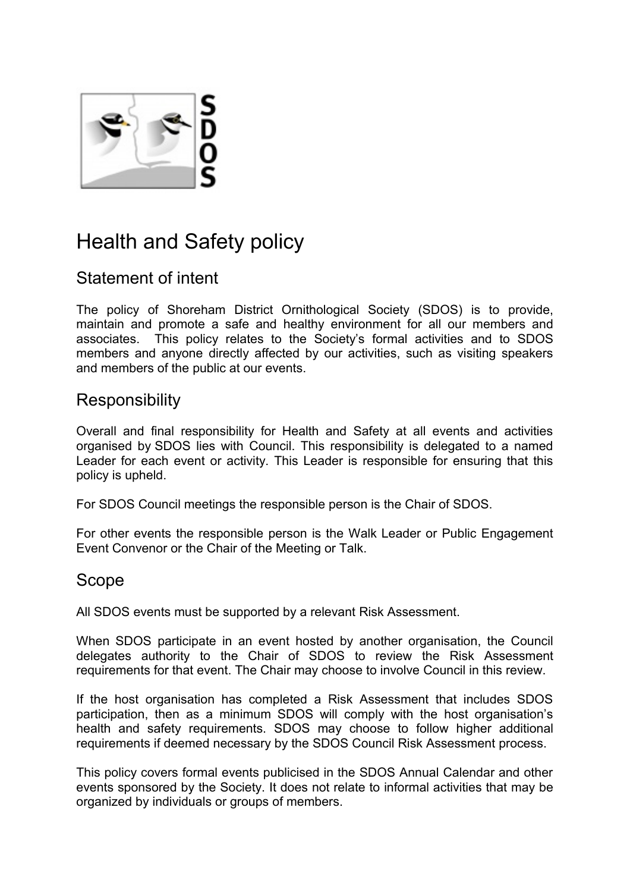# Health and Safety policy

## Statement of intent

The policy of Shoreham District Ornithological Society (SDOS) is to provide, maintain and promote a safe and healthy environment for all our members and associates. This policy relates to the Society's formal activities and to SDOS members and anyone directly affected by our activities, such as visiting speakers and members of the public at our events.

## Responsibility

Overall and final responsibility for Health and Safety at all events and activities organised by SDOS lies with Council. This responsibility is delegated to a named Leader for each event or activity. This Leader is responsible for ensuring that this policy is upheld.

For SDOS Council meetings the responsible person is the Chair of SDOS.

For other events the responsible person is the Walk Leader or Public Engagement Event Convenor or the Chair of the Meeting or Talk.

## Scope

All SDOS events must be supported by a relevant Risk Assessment.

When SDOS participate in an event hosted by another organisation, the Council delegates authority to the Chair of SDOS to review the Risk Assessment requirements for that event. The Chair may choose to involve Council in this review.

If the host organisation has completed a Risk Assessment that includes SDOS participation, then as a minimum SDOS will comply with the host organisation's health and safety requirements. SDOS may choose to follow higher additional requirements if deemed necessary by the SDOS Council Risk Assessment process.

This policy covers formal events publicised in the SDOS Annual Calendar and other events sponsored by the Society. It does not relate to informal activities that may be organized by individuals or groups of members.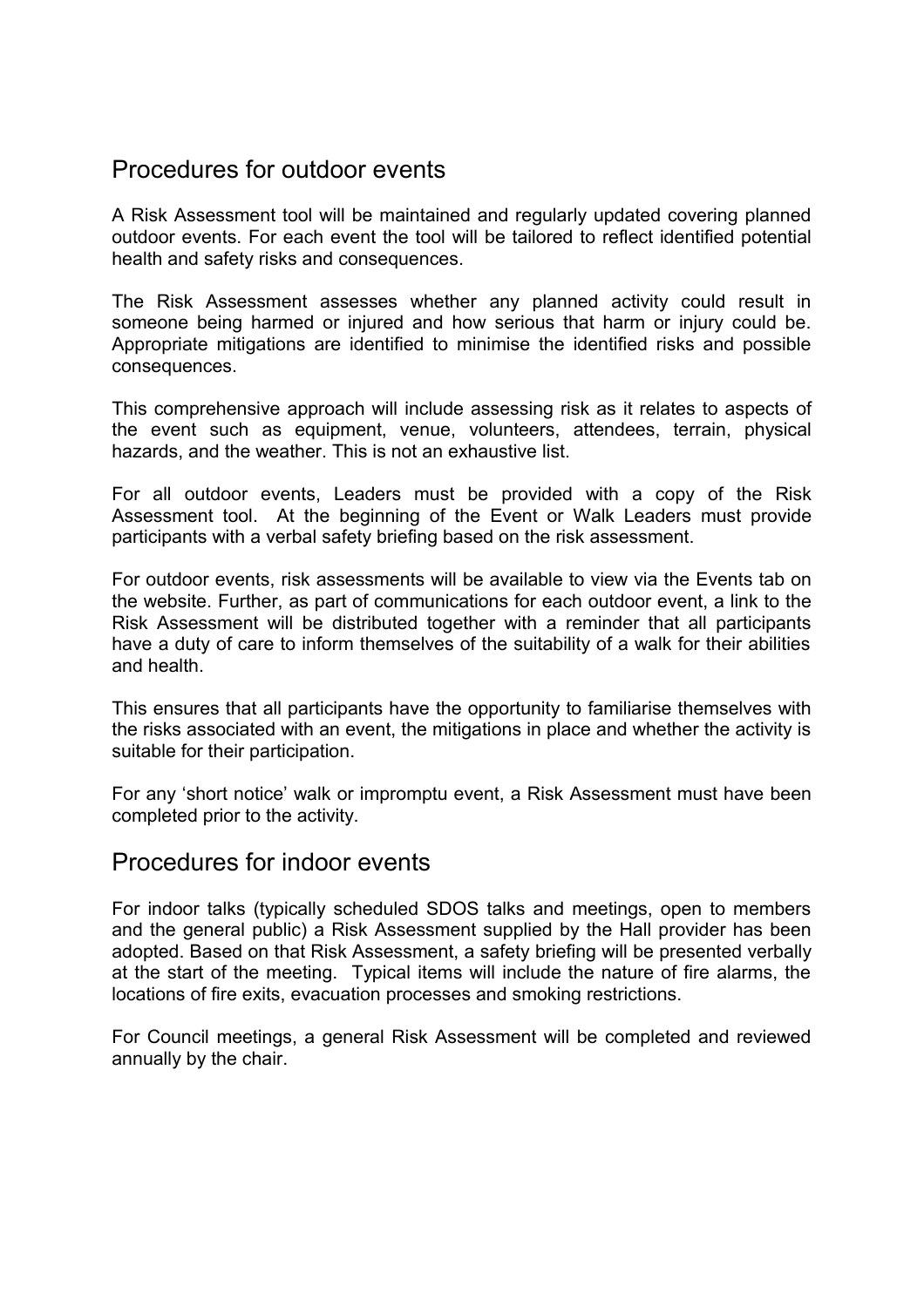## Procedures for outdoor events

A Risk Assessment tool will be maintained and regularly updated covering planned outdoor events. For each event the tool will be tailored to reflect identified potential health and safety risks and consequences.

The Risk Assessment assesses whether any planned activity could result in someone being harmed or injured and how serious that harm or injury could be. Appropriate mitigations are identified to minimise the identified risks and possible consequences.

This comprehensive approach will include assessing risk as it relates to aspects of the event such as equipment, venue, volunteers, attendees, terrain, physical hazards, and the weather. This is not an exhaustive list.

For all outdoor events, Leaders must be provided with a copy of the Risk Assessment tool. At the beginning of the Event or Walk Leaders must provide participants with a verbal safety briefing based on the risk assessment.

For outdoor events, risk assessments will be available to view via the Events tab on the website. Further, as part of communications for each outdoor event, a link to the Risk Assessment will be distributed together with a reminder that all participants have a duty of care to inform themselves of the suitability of a walk for their abilities and health.

This ensures that all participants have the opportunity to familiarise themselves with the risks associated with an event, the mitigations in place and whether the activity is suitable for their participation.

For any 'short notice' walk or impromptu event, a Risk Assessment must have been completed prior to the activity.

## Procedures for indoor events

For indoor talks (typically scheduled SDOS talks and meetings, open to members and the general public) a Risk Assessment supplied by the Hall provider has been adopted. Based on that Risk Assessment, a safety briefing will be presented verbally at the start of the meeting. Typical items will include the nature of fire alarms, the locations of fire exits, evacuation processes and smoking restrictions.

For Council meetings, a general Risk Assessment will be completed and reviewed annually by the chair.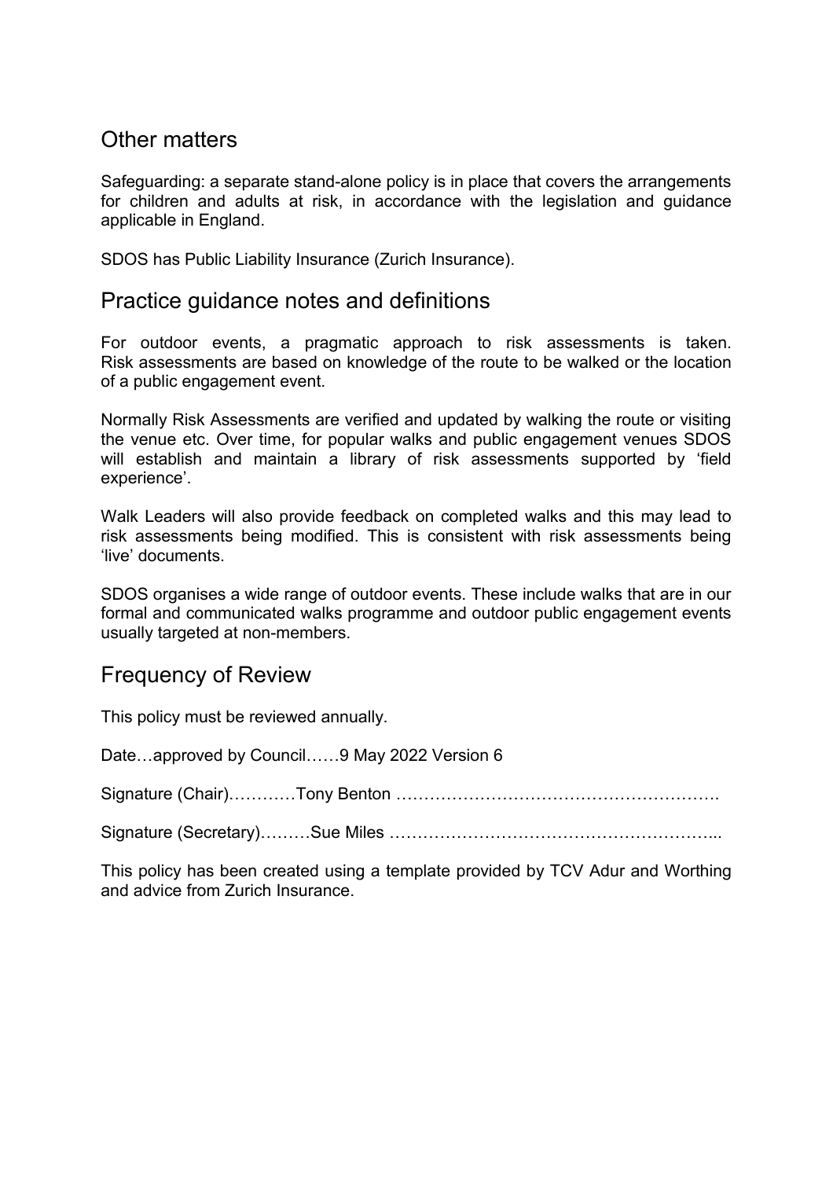## Other matters

Safeguarding: a separate stand-alone policy is in place that covers the arrangements for children and adults at risk, in accordance with the legislation and guidance applicable in England.

SDOS has Public Liability Insurance (Zurich Insurance).

## Practice guidance notes and definitions

For outdoor events, a pragmatic approach to risk assessments is taken. Risk assessments are based on knowledge of the route to be walked or the location of a public engagement event.

Normally Risk Assessments are verified and updated by walking the route or visiting the venue etc. Over time, for popular walks and public engagement venues SDOS will establish and maintain a library of risk assessments supported by 'field experience'.

Walk Leaders will also provide feedback on completed walks and this may lead to risk assessments being modified. This is consistent with risk assessments being 'live' documents.

SDOS organises a wide range of outdoor events. These include walks that are in our formal and communicated walks programme and outdoor public engagement events usually targeted at non-members.

## Frequency of Review

This policy must be reviewed annually.

Date…approved by Council……9 May 2022 Version 6

Signature (Chair)…………Tony Benton ………………………………………………….

Signature (Secretary)………Sue Miles …………………………………………………...

This policy has been created using a template provided by TCV Adur and Worthing and advice from Zurich Insurance.